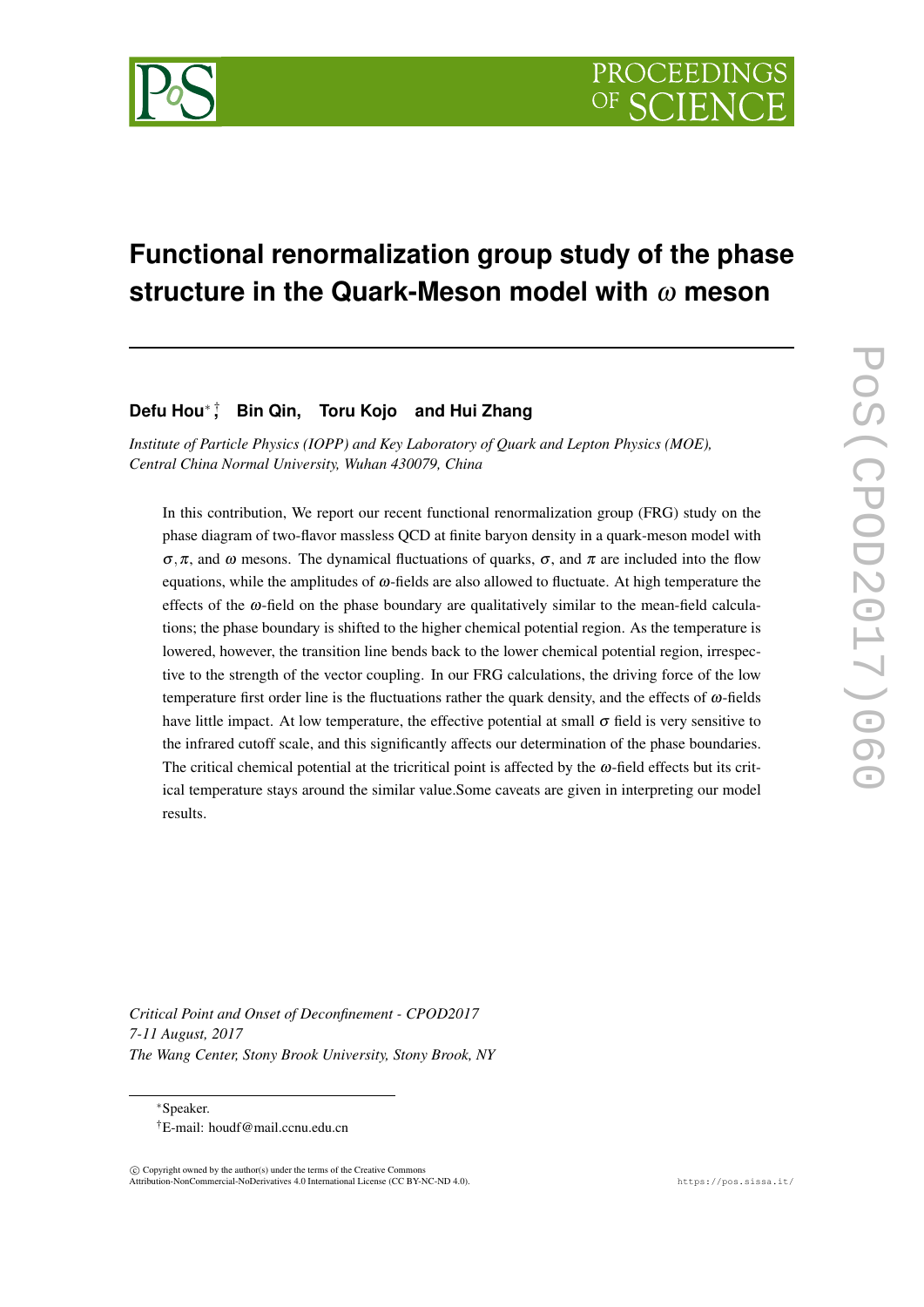# Functional renormalization group study of the phase structure in the Quark-Meson model with $\omega$ meson

**Defu Hou**[\*,†] **Bin Qin, Toru Kojo and Hui Zhang**

*Institute of Particle Physics (IOPP) and Key Laboratory of Quark and Lepton Physics (MOE), Central China Normal University, Wuhan 430079, China*

In this contribution, We report our recent functional renormalization group (FRG) study on the phase diagram of two-flavor massless QCD at finite baryon density in a quark-meson model with $\sigma, \pi$, and $\omega$ mesons. The dynamical fluctuations of quarks, $\sigma$, and $\pi$ are included into the flow equations, while the amplitudes of $\omega$-fields are also allowed to fluctuate. At high temperature the effects of the $\omega$-field on the phase boundary are qualitatively similar to the mean-field calculations; the phase boundary is shifted to the higher chemical potential region. As the temperature is lowered, however, the transition line bends back to the lower chemical potential region, irrespective to the strength of the vector coupling. In our FRG calculations, the driving force of the low temperature first order line is the fluctuations rather the quark density, and the effects of $\omega$-fields have little impact. At low temperature, the effective potential at small $\sigma$ field is very sensitive to the infrared cutoff scale, and this significantly affects our determination of the phase boundaries. The critical chemical potential at the tricritical point is affected by the $\omega$-field effects but its critical temperature stays around the similar value.Some caveats are given in interpreting our model results.

*Critical Point and Onset of Deconfinement - CPOD2017*
*7-11 August, 2017*
*The Wang Center, Stony Brook University, Stony Brook, NY*

[\*]Speaker.
[†]E-mail: houdf@mail.ccnu.edu.cn

© Copyright owned by the author(s) under the terms of the Creative Commons Attribution-NonCommercial-NoDerivatives 4.0 International License (CC BY-NC-ND 4.0).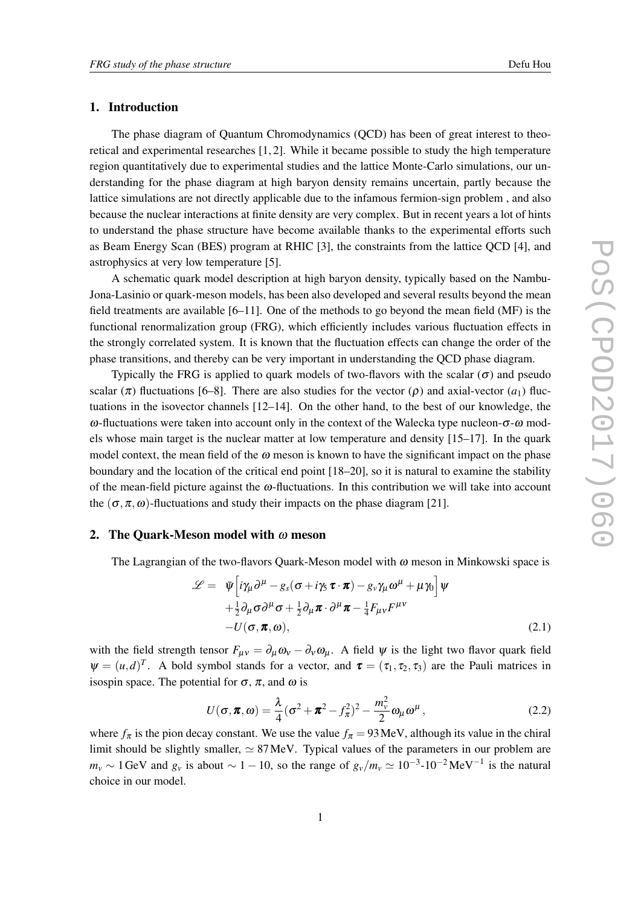## 1. Introduction

The phase diagram of Quantum Chromodynamics (QCD) has been of great interest to theoretical and experimental researches [1, 2]. While it became possible to study the high temperature region quantitatively due to experimental studies and the lattice Monte-Carlo simulations, our understanding for the phase diagram at high baryon density remains uncertain, partly because the lattice simulations are not directly applicable due to the infamous fermion-sign problem , and also because the nuclear interactions at finite density are very complex. But in recent years a lot of hints to understand the phase structure have become available thanks to the experimental efforts such as Beam Energy Scan (BES) program at RHIC [3], the constraints from the lattice QCD [4], and astrophysics at very low temperature [5].

A schematic quark model description at high baryon density, typically based on the Nambu-Jona-Lasinio or quark-meson models, has been also developed and several results beyond the mean field treatments are available [6–11]. One of the methods to go beyond the mean field (MF) is the functional renormalization group (FRG), which efficiently includes various fluctuation effects in the strongly correlated system. It is known that the fluctuation effects can change the order of the phase transitions, and thereby can be very important in understanding the QCD phase diagram.

Typically the FRG is applied to quark models of two-flavors with the scalar ($\sigma$) and pseudo scalar ($\pi$) fluctuations [6–8]. There are also studies for the vector ($\rho$) and axial-vector ($a_1$) fluctuations in the isovector channels [12–14]. On the other hand, to the best of our knowledge, the $\omega$-fluctuations were taken into account only in the context of the Walecka type nucleon-$\sigma$-$\omega$ models whose main target is the nuclear matter at low temperature and density [15–17]. In the quark model context, the mean field of the $\omega$ meson is known to have the significant impact on the phase boundary and the location of the critical end point [18–20], so it is natural to examine the stability of the mean-field picture against the $\omega$-fluctuations. In this contribution we will take into account the $(\sigma, \pi, \omega)$-fluctuations and study their impacts on the phase diagram [21].

## 2. The Quark-Meson model with $\omega$ meson

The Lagrangian of the two-flavors Quark-Meson model with $\omega$ meson in Minkowski space is

$$
\begin{aligned}
\mathscr{L} = \; & \bar{\psi}\Big[i\gamma_\mu \partial^\mu - g_s(\sigma + i\gamma_5 \boldsymbol{\tau}\cdot\boldsymbol{\pi}) - g_v \gamma_\mu \omega^\mu + \mu\gamma_0\Big]\psi \\
& + \tfrac{1}{2}\partial_\mu \sigma \partial^\mu \sigma + \tfrac{1}{2}\partial_\mu \boldsymbol{\pi}\cdot\partial^\mu \boldsymbol{\pi} - \tfrac{1}{4}F_{\mu\nu}F^{\mu\nu} \\
& - U(\sigma, \boldsymbol{\pi}, \omega),
\end{aligned}
\tag{2.1}
$$

with the field strength tensor $F_{\mu\nu} = \partial_\mu \omega_\nu - \partial_\nu \omega_\mu$. A field $\psi$ is the light two flavor quark field $\psi = (u, d)^T$. A bold symbol stands for a vector, and $\boldsymbol{\tau} = (\tau_1, \tau_2, \tau_3)$ are the Pauli matrices in isospin space. The potential for $\sigma$, $\pi$, and $\omega$ is

$$
U(\sigma, \boldsymbol{\pi}, \omega) = \frac{\lambda}{4}(\sigma^2 + \boldsymbol{\pi}^2 - f_\pi^2)^2 - \frac{m_v^2}{2}\omega_\mu \omega^\mu \,, \tag{2.2}
$$

where $f_\pi$ is the pion decay constant. We use the value $f_\pi = 93\,\text{MeV}$, although its value in the chiral limit should be slightly smaller, $\simeq 87\,\text{MeV}$. Typical values of the parameters in our problem are $m_v \sim 1\,\text{GeV}$ and $g_v$ is about $\sim 1-10$, so the range of $g_v/m_v \simeq 10^{-3}$-$10^{-2}\,\text{MeV}^{-1}$ is the natural choice in our model.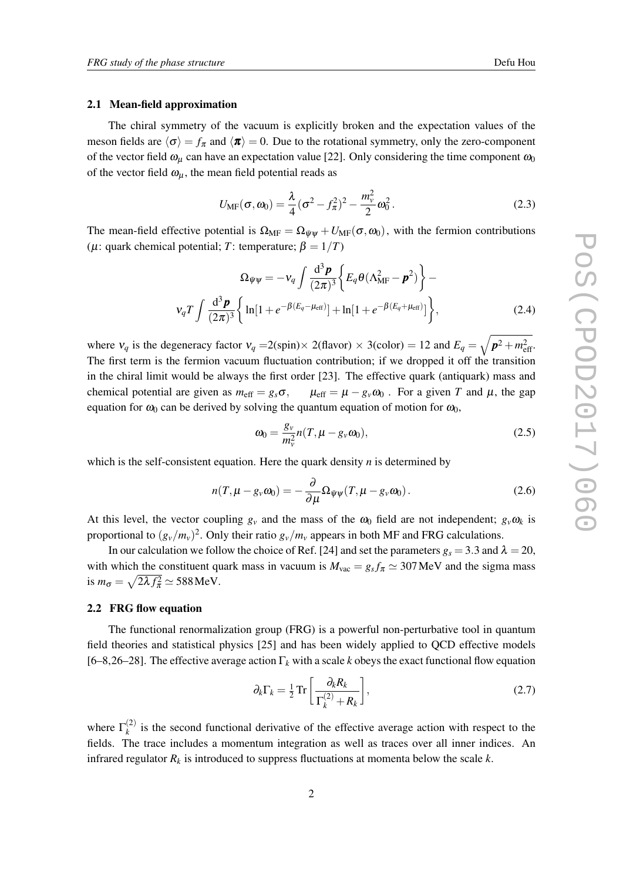### 2.1 Mean-field approximation

The chiral symmetry of the vacuum is explicitly broken and the expectation values of the meson fields are $\langle\sigma\rangle = f_\pi$ and $\langle\boldsymbol{\pi}\rangle = 0$. Due to the rotational symmetry, only the zero-component of the vector field $\omega_\mu$ can have an expectation value [22]. Only considering the time component $\omega_0$ of the vector field $\omega_\mu$, the mean field potential reads as

$$U_{\rm MF}(\sigma,\omega_0) = \frac{\lambda}{4}(\sigma^2 - f_\pi^2)^2 - \frac{m_v^2}{2}\omega_0^2 . \tag{2.3}$$

The mean-field effective potential is $\Omega_{\rm MF} = \Omega_{\bar\psi\psi} + U_{\rm MF}(\sigma,\omega_0)$, with the fermion contributions ($\mu$: quark chemical potential; $T$: temperature; $\beta = 1/T$)

$$\Omega_{\bar\psi\psi} = -\nu_q \int \frac{{\rm d}^3\boldsymbol{p}}{(2\pi)^3}\left\{ E_q \theta(\Lambda_{\rm MF}^2 - \boldsymbol{p}^2)\right\} - \nu_q T \int \frac{{\rm d}^3\boldsymbol{p}}{(2\pi)^3}\left\{ \ln[1 + e^{-\beta(E_q - \mu_{\rm eff})}] + \ln[1 + e^{-\beta(E_q + \mu_{\rm eff})}]\right\}, \tag{2.4}$$

where $\nu_q$ is the degeneracy factor $\nu_q$ =2(spin)× 2(flavor) × 3(color) = 12 and $E_q = \sqrt{\boldsymbol{p}^2 + m_{\rm eff}^2}$. The first term is the fermion vacuum fluctuation contribution; if we dropped it off the transition in the chiral limit would be always the first order [23]. The effective quark (antiquark) mass and chemical potential are given as $m_{\rm eff} = g_s\sigma$, $\quad \mu_{\rm eff} = \mu - g_v\omega_0$ . For a given $T$ and $\mu$, the gap equation for $\omega_0$ can be derived by solving the quantum equation of motion for $\omega_0$,

$$\omega_0 = \frac{g_v}{m_v^2} n(T,\mu - g_v\omega_0), \tag{2.5}$$

which is the self-consistent equation. Here the quark density $n$ is determined by

$$n(T,\mu - g_v\omega_0) = -\frac{\partial}{\partial\mu}\Omega_{\bar\psi\psi}(T,\mu - g_v\omega_0) . \tag{2.6}$$

At this level, the vector coupling $g_v$ and the mass of the $\omega_0$ field are not independent; $g_v\omega_k$ is proportional to $(g_v/m_v)^2$. Only their ratio $g_v/m_v$ appears in both MF and FRG calculations.

In our calculation we follow the choice of Ref. [24] and set the parameters $g_s = 3.3$ and $\lambda = 20$, with which the constituent quark mass in vacuum is $M_{\rm vac} = g_s f_\pi \simeq 307\,$MeV and the sigma mass is $m_\sigma = \sqrt{2\lambda f_\pi^2} \simeq 588\,$MeV.

### 2.2 FRG flow equation

The functional renormalization group (FRG) is a powerful non-perturbative tool in quantum field theories and statistical physics [25] and has been widely applied to QCD effective models [6–8,26–28]. The effective average action $\Gamma_k$ with a scale $k$ obeys the exact functional flow equation

$$\partial_k\Gamma_k = \tfrac{1}{2}\,{\rm Tr}\left[\frac{\partial_k R_k}{\Gamma_k^{(2)} + R_k}\right], \tag{2.7}$$

where $\Gamma_k^{(2)}$ is the second functional derivative of the effective average action with respect to the fields. The trace includes a momentum integration as well as traces over all inner indices. An infrared regulator $R_k$ is introduced to suppress fluctuations at momenta below the scale $k$.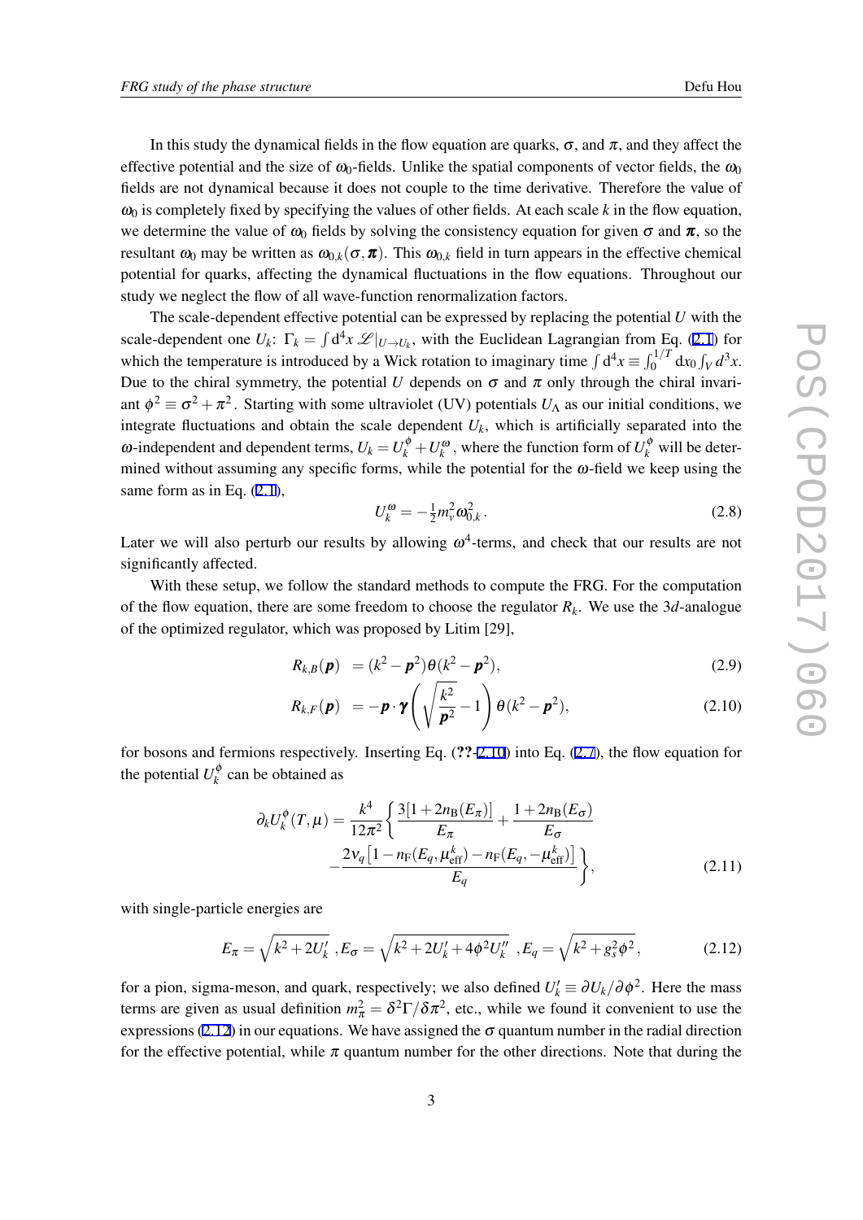In this study the dynamical fields in the flow equation are quarks, $\sigma$, and $\pi$, and they affect the effective potential and the size of $\omega_0$-fields. Unlike the spatial components of vector fields, the $\omega_0$ fields are not dynamical because it does not couple to the time derivative. Therefore the value of $\omega_0$ is completely fixed by specifying the values of other fields. At each scale $k$ in the flow equation, we determine the value of $\omega_0$ fields by solving the consistency equation for given $\sigma$ and $\boldsymbol{\pi}$, so the resultant $\omega_0$ may be written as $\omega_{0,k}(\sigma, \boldsymbol{\pi})$. This $\omega_{0,k}$ field in turn appears in the effective chemical potential for quarks, affecting the dynamical fluctuations in the flow equations. Throughout our study we neglect the flow of all wave-function renormalization factors.

The scale-dependent effective potential can be expressed by replacing the potential $U$ with the scale-dependent one $U_k$: $\Gamma_k = \int \mathrm{d}^4x\, \mathscr{L}|_{U\to U_k}$, with the Euclidean Lagrangian from Eq. (2.1) for which the temperature is introduced by a Wick rotation to imaginary time $\int \mathrm{d}^4x \equiv \int_0^{1/T} \mathrm{d}x_0 \int_V d^3x$. Due to the chiral symmetry, the potential $U$ depends on $\sigma$ and $\pi$ only through the chiral invariant $\phi^2 \equiv \sigma^2 + \pi^2$. Starting with some ultraviolet (UV) potentials $U_\Lambda$ as our initial conditions, we integrate fluctuations and obtain the scale dependent $U_k$, which is artificially separated into the $\omega$-independent and dependent terms, $U_k = U_k^\phi + U_k^\omega$, where the function form of $U_k^\phi$ will be determined without assuming any specific forms, while the potential for the $\omega$-field we keep using the same form as in Eq. (2.1),

$$U_k^\omega = -\tfrac{1}{2} m_v^2 \omega_{0,k}^2 \,. \tag{2.8}$$

Later we will also perturb our results by allowing $\omega^4$-terms, and check that our results are not significantly affected.

With these setup, we follow the standard methods to compute the FRG. For the computation of the flow equation, there are some freedom to choose the regulator $R_k$. We use the $3d$-analogue of the optimized regulator, which was proposed by Litim [29],

$$R_{k,B}(\boldsymbol{p}) \;\; = (k^2 - \boldsymbol{p}^2)\theta(k^2 - \boldsymbol{p}^2), \tag{2.9}$$

$$R_{k,F}(\boldsymbol{p}) \;\; = -\boldsymbol{p}\cdot\boldsymbol{\gamma}\left(\sqrt{\frac{k^2}{\boldsymbol{p}^2}} - 1\right)\theta(k^2 - \boldsymbol{p}^2), \tag{2.10}$$

for bosons and fermions respectively. Inserting Eq. (??-2.10) into Eq. (2.7), the flow equation for the potential $U_k^\phi$ can be obtained as

$$\partial_k U_k^\phi(T,\mu) = \frac{k^4}{12\pi^2}\left\{ \frac{3[1+2n_{\mathrm{B}}(E_\pi)]}{E_\pi} + \frac{1+2n_{\mathrm{B}}(E_\sigma)}{E_\sigma} - \frac{2\nu_q\left[1 - n_{\mathrm{F}}(E_q, \mu_{\mathrm{eff}}^k) - n_{\mathrm{F}}(E_q, -\mu_{\mathrm{eff}}^k)\right]}{E_q} \right\}, \tag{2.11}$$

with single-particle energies are

$$E_\pi = \sqrt{k^2 + 2U_k'} \;, E_\sigma = \sqrt{k^2 + 2U_k' + 4\phi^2 U_k''} \;, E_q = \sqrt{k^2 + g_s^2 \phi^2}\,, \tag{2.12}$$

for a pion, sigma-meson, and quark, respectively; we also defined $U_k' \equiv \partial U_k / \partial \phi^2$. Here the mass terms are given as usual definition $m_\pi^2 = \delta^2 \Gamma / \delta \pi^2$, etc., while we found it convenient to use the expressions (2.12) in our equations. We have assigned the $\sigma$ quantum number in the radial direction for the effective potential, while $\pi$ quantum number for the other directions. Note that during the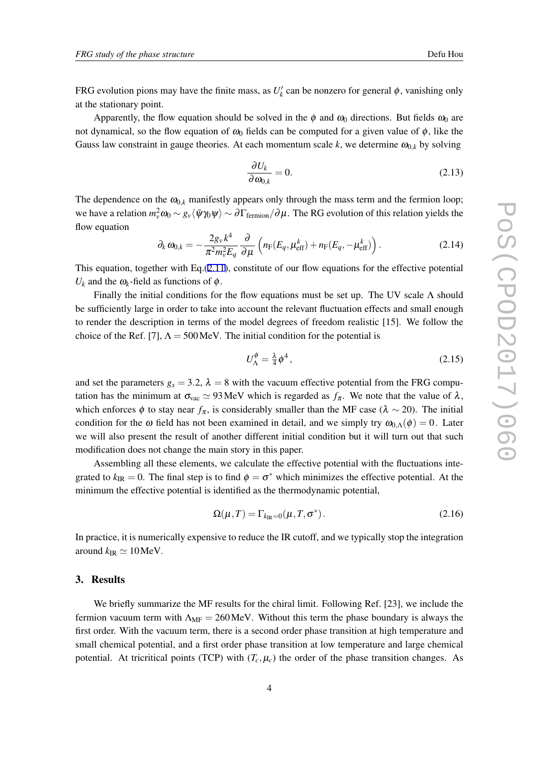FRG evolution pions may have the finite mass, as $U_k'$ can be nonzero for general $\phi$, vanishing only at the stationary point.

Apparently, the flow equation should be solved in the $\phi$ and $\omega_0$ directions. But fields $\omega_0$ are not dynamical, so the flow equation of $\omega_0$ fields can be computed for a given value of $\phi$, like the Gauss law constraint in gauge theories. At each momentum scale $k$, we determine $\omega_{0,k}$ by solving

$$\frac{\partial U_k}{\partial \omega_{0,k}} = 0. \tag{2.13}$$

The dependence on the $\omega_{0,k}$ manifestly appears only through the mass term and the fermion loop; we have a relation $m_v^2 \omega_0 \sim g_v \langle \bar{\psi}\gamma_0\psi\rangle \sim \partial\Gamma_{\rm fermion}/\partial\mu$. The RG evolution of this relation yields the flow equation

$$\partial_k \omega_{0,k} = -\frac{2g_v k^4}{\pi^2 m_v^2 E_q} \frac{\partial}{\partial \mu}\left(n_{\rm F}(E_q, \mu_{\rm eff}^k) + n_{\rm F}(E_q, -\mu_{\rm eff}^k)\right). \tag{2.14}$$

This equation, together with Eq.(2.11), constitute of our flow equations for the effective potential $U_k$ and the $\omega_k$-field as functions of $\phi$.

Finally the initial conditions for the flow equations must be set up. The UV scale $\Lambda$ should be sufficiently large in order to take into account the relevant fluctuation effects and small enough to render the description in terms of the model degrees of freedom realistic [15]. We follow the choice of the Ref. [7], $\Lambda = 500\,\text{MeV}$. The initial condition for the potential is

$$U_\Lambda^\phi = \tfrac{\lambda}{4}\phi^4, \tag{2.15}$$

and set the parameters $g_s = 3.2$, $\lambda = 8$ with the vacuum effective potential from the FRG computation has the minimum at $\sigma_{\rm vac} \simeq 93\,\text{MeV}$ which is regarded as $f_\pi$. We note that the value of $\lambda$, which enforces $\phi$ to stay near $f_\pi$, is considerably smaller than the MF case ($\lambda \sim 20$). The initial condition for the $\omega$ field has not been examined in detail, and we simply try $\omega_{0,\Lambda}(\phi) = 0$. Later we will also present the result of another different initial condition but it will turn out that such modification does not change the main story in this paper.

Assembling all these elements, we calculate the effective potential with the fluctuations integrated to $k_{\rm IR} = 0$. The final step is to find $\phi = \sigma^*$ which minimizes the effective potential. At the minimum the effective potential is identified as the thermodynamic potential,

$$\Omega(\mu, T) = \Gamma_{k_{\rm IR}=0}(\mu, T, \sigma^*). \tag{2.16}$$

In practice, it is numerically expensive to reduce the IR cutoff, and we typically stop the integration around $k_{\rm IR} \simeq 10\,\text{MeV}$.

## 3. Results

We briefly summarize the MF results for the chiral limit. Following Ref. [23], we include the fermion vacuum term with $\Lambda_{\rm MF} = 260\,\text{MeV}$. Without this term the phase boundary is always the first order. With the vacuum term, there is a second order phase transition at high temperature and small chemical potential, and a first order phase transition at low temperature and large chemical potential. At tricritical points (TCP) with $(T_c, \mu_c)$ the order of the phase transition changes. As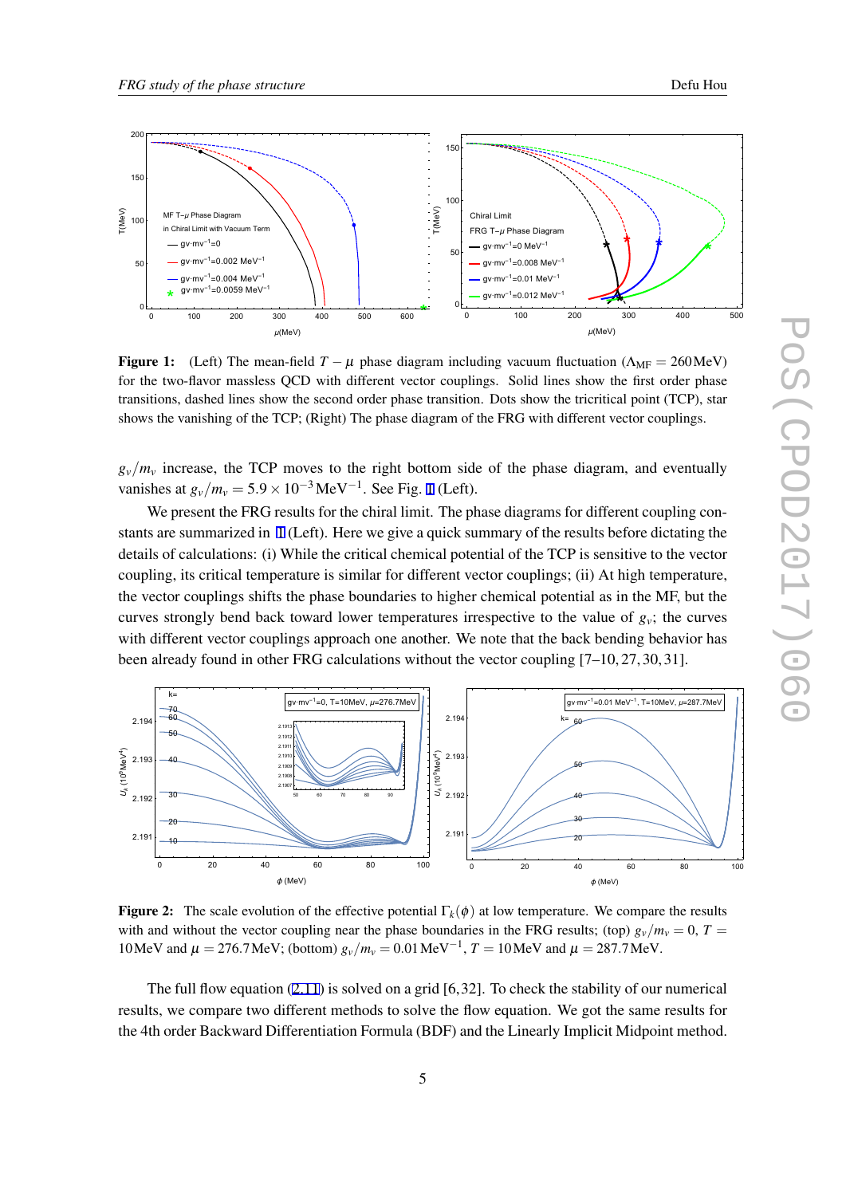**Figure 1:** (Left) The mean-field $T-\mu$ phase diagram including vacuum fluctuation ($\Lambda_{\rm MF}=260\,$MeV) for the two-flavor massless QCD with different vector couplings. Solid lines show the first order phase transitions, dashed lines show the second order phase transition. Dots show the tricritical point (TCP), star shows the vanishing of the TCP; (Right) The phase diagram of the FRG with different vector couplings.

$g_v/m_v$ increase, the TCP moves to the right bottom side of the phase diagram, and eventually vanishes at $g_v/m_v = 5.9\times10^{-3}\,\mathrm{MeV}^{-1}$. See Fig. 1 (Left).

We present the FRG results for the chiral limit. The phase diagrams for different coupling constants are summarized in 1 (Left). Here we give a quick summary of the results before dictating the details of calculations: (i) While the critical chemical potential of the TCP is sensitive to the vector coupling, its critical temperature is similar for different vector couplings; (ii) At high temperature, the vector couplings shifts the phase boundaries to higher chemical potential as in the MF, but the curves strongly bend back toward lower temperatures irrespective to the value of $g_v$; the curves with different vector couplings approach one another. We note that the back bending behavior has been already found in other FRG calculations without the vector coupling [7–10, 27, 30, 31].

**Figure 2:** The scale evolution of the effective potential $\Gamma_k(\phi)$ at low temperature. We compare the results with and without the vector coupling near the phase boundaries in the FRG results; (top) $g_v/m_v=0$, $T=10\,$MeV and $\mu=276.7\,$MeV; (bottom) $g_v/m_v=0.01\,\mathrm{MeV}^{-1}$, $T=10\,$MeV and $\mu=287.7\,$MeV.

The full flow equation (2.11) is solved on a grid [6, 32]. To check the stability of our numerical results, we compare two different methods to solve the flow equation. We got the same results for the 4th order Backward Differentiation Formula (BDF) and the Linearly Implicit Midpoint method.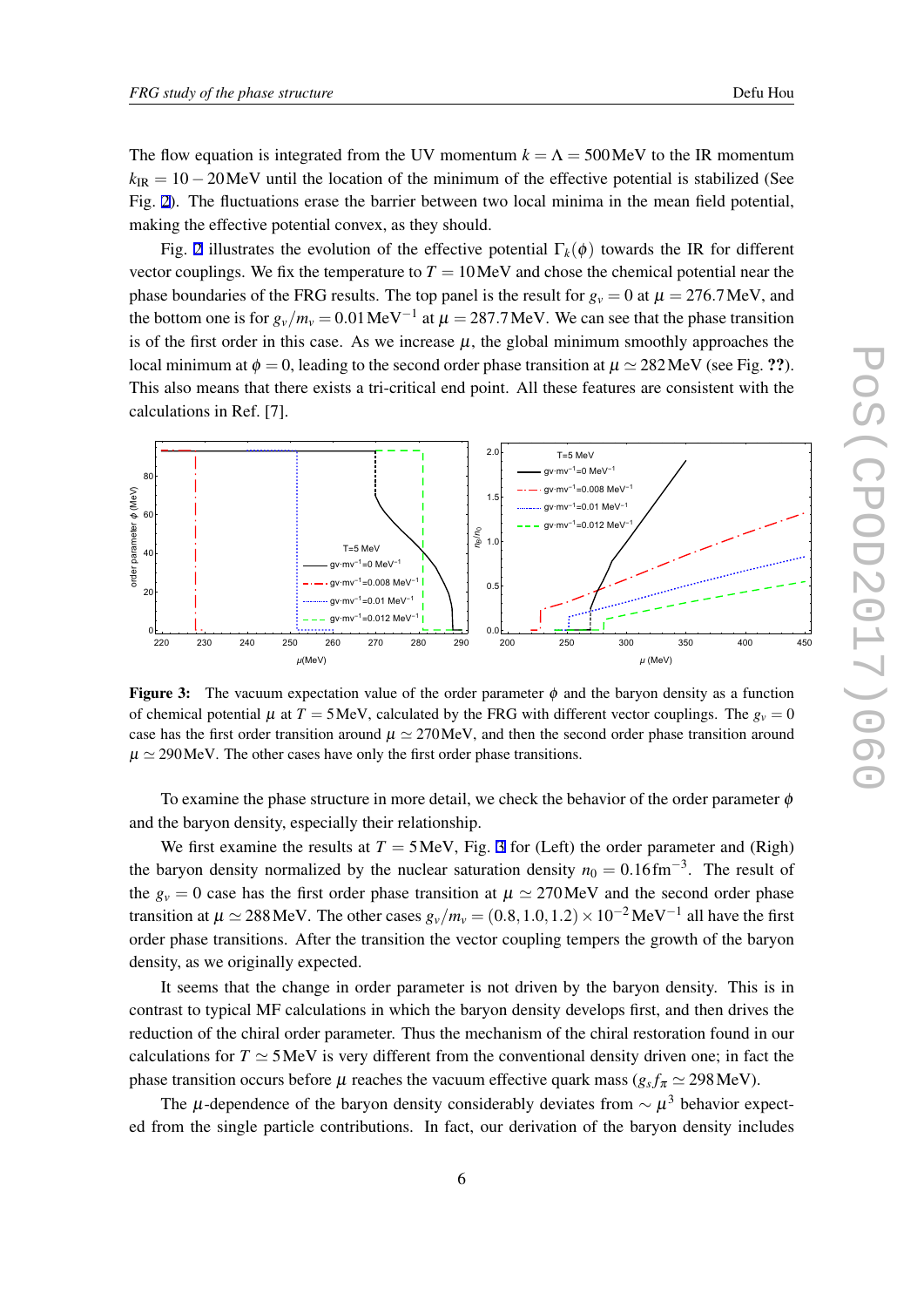The flow equation is integrated from the UV momentum $k = \Lambda = 500\,\mathrm{MeV}$ to the IR momentum $k_{\mathrm{IR}} = 10-20\,\mathrm{MeV}$ until the location of the minimum of the effective potential is stabilized (See Fig. 2). The fluctuations erase the barrier between two local minima in the mean field potential, making the effective potential convex, as they should.

Fig. 2 illustrates the evolution of the effective potential $\Gamma_k(\phi)$ towards the IR for different vector couplings. We fix the temperature to $T = 10\,\mathrm{MeV}$ and chose the chemical potential near the phase boundaries of the FRG results. The top panel is the result for $g_v = 0$ at $\mu = 276.7\,\mathrm{MeV}$, and the bottom one is for $g_v/m_v = 0.01\,\mathrm{MeV}^{-1}$ at $\mu = 287.7\,\mathrm{MeV}$. We can see that the phase transition is of the first order in this case. As we increase $\mu$, the global minimum smoothly approaches the local minimum at $\phi = 0$, leading to the second order phase transition at $\mu \simeq 282\,\mathrm{MeV}$ (see Fig. **??**). This also means that there exists a tri-critical end point. All these features are consistent with the calculations in Ref. [7].

**Figure 3:** The vacuum expectation value of the order parameter $\phi$ and the baryon density as a function of chemical potential $\mu$ at $T = 5\,\mathrm{MeV}$, calculated by the FRG with different vector couplings. The $g_v = 0$ case has the first order transition around $\mu \simeq 270\,\mathrm{MeV}$, and then the second order transition around $\mu \simeq 290\,\mathrm{MeV}$. The other cases have only the first order phase transitions.

To examine the phase structure in more detail, we check the behavior of the order parameter $\phi$ and the baryon density, especially their relationship.

We first examine the results at $T = 5\,\mathrm{MeV}$, Fig. 3 for (Left) the order parameter and (Righ) the baryon density normalized by the nuclear saturation density $n_0 = 0.16\,\mathrm{fm}^{-3}$. The result of the $g_v = 0$ case has the first order phase transition at $\mu \simeq 270\,\mathrm{MeV}$ and the second order phase transition at $\mu \simeq 288\,\mathrm{MeV}$. The other cases $g_v/m_v = (0.8, 1.0, 1.2) \times 10^{-2}\,\mathrm{MeV}^{-1}$ all have the first order phase transitions. After the transition the vector coupling tempers the growth of the baryon density, as we originally expected.

It seems that the change in order parameter is not driven by the baryon density. This is in contrast to typical MF calculations in which the baryon density develops first, and then drives the reduction of the chiral order parameter. Thus the mechanism of the chiral restoration found in our calculations for $T \simeq 5\,\mathrm{MeV}$ is very different from the conventional density driven one; in fact the phase transition occurs before $\mu$ reaches the vacuum effective quark mass ($g_s f_\pi \simeq 298\,\mathrm{MeV}$).

The $\mu$-dependence of the baryon density considerably deviates from $\sim \mu^3$ behavior expected from the single particle contributions. In fact, our derivation of the baryon density includes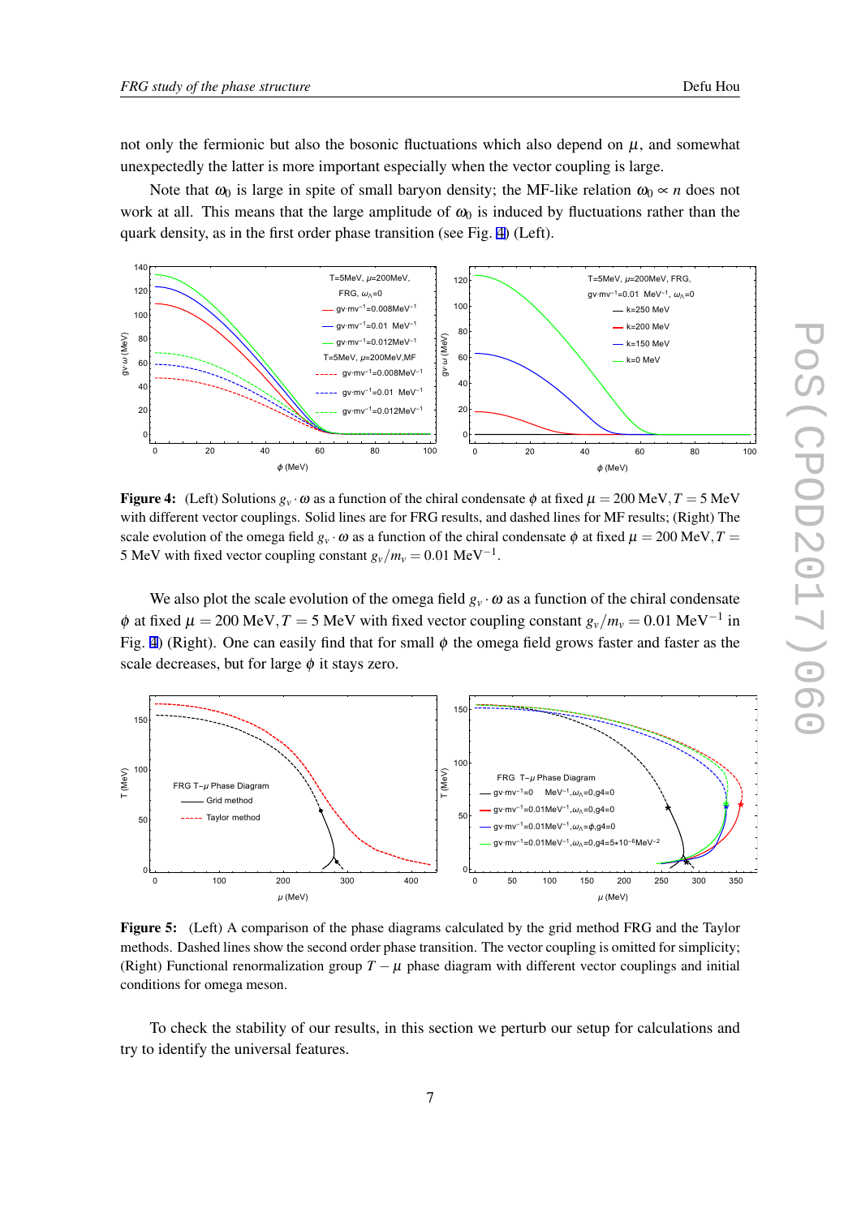not only the fermionic but also the bosonic fluctuations which also depend on $\mu$, and somewhat unexpectedly the latter is more important especially when the vector coupling is large.

Note that $\omega_0$ is large in spite of small baryon density; the MF-like relation $\omega_0 \propto n$ does not work at all. This means that the large amplitude of $\omega_0$ is induced by fluctuations rather than the quark density, as in the first order phase transition (see Fig. 4) (Left).

**Figure 4:** (Left) Solutions $g_v \cdot \omega$ as a function of the chiral condensate $\phi$ at fixed $\mu = 200$ MeV, $T = 5$ MeV with different vector couplings. Solid lines are for FRG results, and dashed lines for MF results; (Right) The scale evolution of the omega field $g_v \cdot \omega$ as a function of the chiral condensate $\phi$ at fixed $\mu = 200$ MeV, $T = 5$ MeV with fixed vector coupling constant $g_v/m_v = 0.01$ MeV$^{-1}$.

We also plot the scale evolution of the omega field $g_v \cdot \omega$ as a function of the chiral condensate $\phi$ at fixed $\mu = 200$ MeV, $T = 5$ MeV with fixed vector coupling constant $g_v/m_v = 0.01$ MeV$^{-1}$ in Fig. 4) (Right). One can easily find that for small $\phi$ the omega field grows faster and faster as the scale decreases, but for large $\phi$ it stays zero.

**Figure 5:** (Left) A comparison of the phase diagrams calculated by the grid method FRG and the Taylor methods. Dashed lines show the second order phase transition. The vector coupling is omitted for simplicity; (Right) Functional renormalization group $T - \mu$ phase diagram with different vector couplings and initial conditions for omega meson.

To check the stability of our results, in this section we perturb our setup for calculations and try to identify the universal features.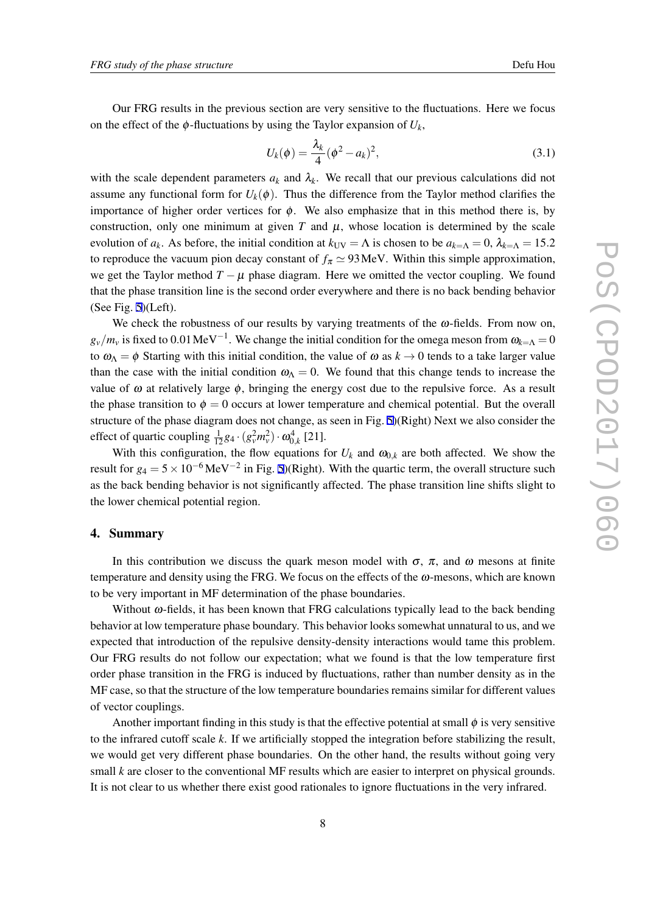Our FRG results in the previous section are very sensitive to the fluctuations. Here we focus on the effect of the $\phi$-fluctuations by using the Taylor expansion of $U_k$,

$$U_k(\phi) = \frac{\lambda_k}{4}(\phi^2 - a_k)^2, \tag{3.1}$$

with the scale dependent parameters $a_k$ and $\lambda_k$. We recall that our previous calculations did not assume any functional form for $U_k(\phi)$. Thus the difference from the Taylor method clarifies the importance of higher order vertices for $\phi$. We also emphasize that in this method there is, by construction, only one minimum at given $T$ and $\mu$, whose location is determined by the scale evolution of $a_k$. As before, the initial condition at $k_{\rm UV} = \Lambda$ is chosen to be $a_{k=\Lambda} = 0$, $\lambda_{k=\Lambda} = 15.2$ to reproduce the vacuum pion decay constant of $f_\pi \simeq 93\,\text{MeV}$. Within this simple approximation, we get the Taylor method $T - \mu$ phase diagram. Here we omitted the vector coupling. We found that the phase transition line is the second order everywhere and there is no back bending behavior (See Fig. 5)(Left).

We check the robustness of our results by varying treatments of the $\omega$-fields. From now on, $g_v/m_v$ is fixed to $0.01\,\text{MeV}^{-1}$. We change the initial condition for the omega meson from $\omega_{k=\Lambda} = 0$ to $\omega_\Lambda = \phi$ Starting with this initial condition, the value of $\omega$ as $k \to 0$ tends to a take larger value than the case with the initial condition $\omega_\Lambda = 0$. We found that this change tends to increase the value of $\omega$ at relatively large $\phi$, bringing the energy cost due to the repulsive force. As a result the phase transition to $\phi = 0$ occurs at lower temperature and chemical potential. But the overall structure of the phase diagram does not change, as seen in Fig. 5)(Right) Next we also consider the effect of quartic coupling $\frac{1}{12}g_4 \cdot (g_v^2 m_v^2) \cdot \omega_{0,k}^4$ [21].

With this configuration, the flow equations for $U_k$ and $\omega_{0,k}$ are both affected. We show the result for $g_4 = 5 \times 10^{-6}\,\text{MeV}^{-2}$ in Fig. 5)(Right). With the quartic term, the overall structure such as the back bending behavior is not significantly affected. The phase transition line shifts slight to the lower chemical potential region.

## 4. Summary

In this contribution we discuss the quark meson model with $\sigma$, $\pi$, and $\omega$ mesons at finite temperature and density using the FRG. We focus on the effects of the $\omega$-mesons, which are known to be very important in MF determination of the phase boundaries.

Without $\omega$-fields, it has been known that FRG calculations typically lead to the back bending behavior at low temperature phase boundary. This behavior looks somewhat unnatural to us, and we expected that introduction of the repulsive density-density interactions would tame this problem. Our FRG results do not follow our expectation; what we found is that the low temperature first order phase transition in the FRG is induced by fluctuations, rather than number density as in the MF case, so that the structure of the low temperature boundaries remains similar for different values of vector couplings.

Another important finding in this study is that the effective potential at small $\phi$ is very sensitive to the infrared cutoff scale $k$. If we artificially stopped the integration before stabilizing the result, we would get very different phase boundaries. On the other hand, the results without going very small $k$ are closer to the conventional MF results which are easier to interpret on physical grounds. It is not clear to us whether there exist good rationales to ignore fluctuations in the very infrared.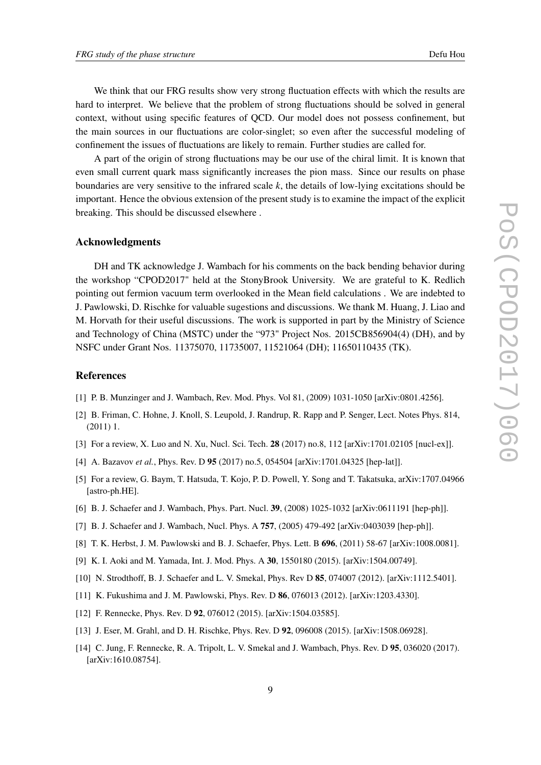We think that our FRG results show very strong fluctuation effects with which the results are hard to interpret. We believe that the problem of strong fluctuations should be solved in general context, without using specific features of QCD. Our model does not possess confinement, but the main sources in our fluctuations are color-singlet; so even after the successful modeling of confinement the issues of fluctuations are likely to remain. Further studies are called for.

A part of the origin of strong fluctuations may be our use of the chiral limit. It is known that even small current quark mass significantly increases the pion mass. Since our results on phase boundaries are very sensitive to the infrared scale $k$, the details of low-lying excitations should be important. Hence the obvious extension of the present study is to examine the impact of the explicit breaking. This should be discussed elsewhere .

## Acknowledgments

DH and TK acknowledge J. Wambach for his comments on the back bending behavior during the workshop "CPOD2017" held at the StonyBrook University. We are grateful to K. Redlich pointing out fermion vacuum term overlooked in the Mean field calculations . We are indebted to J. Pawlowski, D. Rischke for valuable sugestions and discussions. We thank M. Huang, J. Liao and M. Horvath for their useful discussions. The work is supported in part by the Ministry of Science and Technology of China (MSTC) under the "973" Project Nos. 2015CB856904(4) (DH), and by NSFC under Grant Nos. 11375070, 11735007, 11521064 (DH); 11650110435 (TK).

## References

[1] P. B. Munzinger and J. Wambach, Rev. Mod. Phys. Vol 81, (2009) 1031-1050 [arXiv:0801.4256].

[2] B. Friman, C. Hohne, J. Knoll, S. Leupold, J. Randrup, R. Rapp and P. Senger, Lect. Notes Phys. 814, (2011) 1.

[3] For a review, X. Luo and N. Xu, Nucl. Sci. Tech. **28** (2017) no.8, 112 [arXiv:1701.02105 [nucl-ex]].

[4] A. Bazavov *et al.*, Phys. Rev. D **95** (2017) no.5, 054504 [arXiv:1701.04325 [hep-lat]].

[5] For a review, G. Baym, T. Hatsuda, T. Kojo, P. D. Powell, Y. Song and T. Takatsuka, arXiv:1707.04966 [astro-ph.HE].

[6] B. J. Schaefer and J. Wambach, Phys. Part. Nucl. **39**, (2008) 1025-1032 [arXiv:0611191 [hep-ph]].

[7] B. J. Schaefer and J. Wambach, Nucl. Phys. A **757**, (2005) 479-492 [arXiv:0403039 [hep-ph]].

[8] T. K. Herbst, J. M. Pawlowski and B. J. Schaefer, Phys. Lett. B **696**, (2011) 58-67 [arXiv:1008.0081].

[9] K. I. Aoki and M. Yamada, Int. J. Mod. Phys. A **30**, 1550180 (2015). [arXiv:1504.00749].

[10] N. Strodthoff, B. J. Schaefer and L. V. Smekal, Phys. Rev D **85**, 074007 (2012). [arXiv:1112.5401].

[11] K. Fukushima and J. M. Pawlowski, Phys. Rev. D **86**, 076013 (2012). [arXiv:1203.4330].

[12] F. Rennecke, Phys. Rev. D **92**, 076012 (2015). [arXiv:1504.03585].

[13] J. Eser, M. Grahl, and D. H. Rischke, Phys. Rev. D **92**, 096008 (2015). [arXiv:1508.06928].

[14] C. Jung, F. Rennecke, R. A. Tripolt, L. V. Smekal and J. Wambach, Phys. Rev. D **95**, 036020 (2017). [arXiv:1610.08754].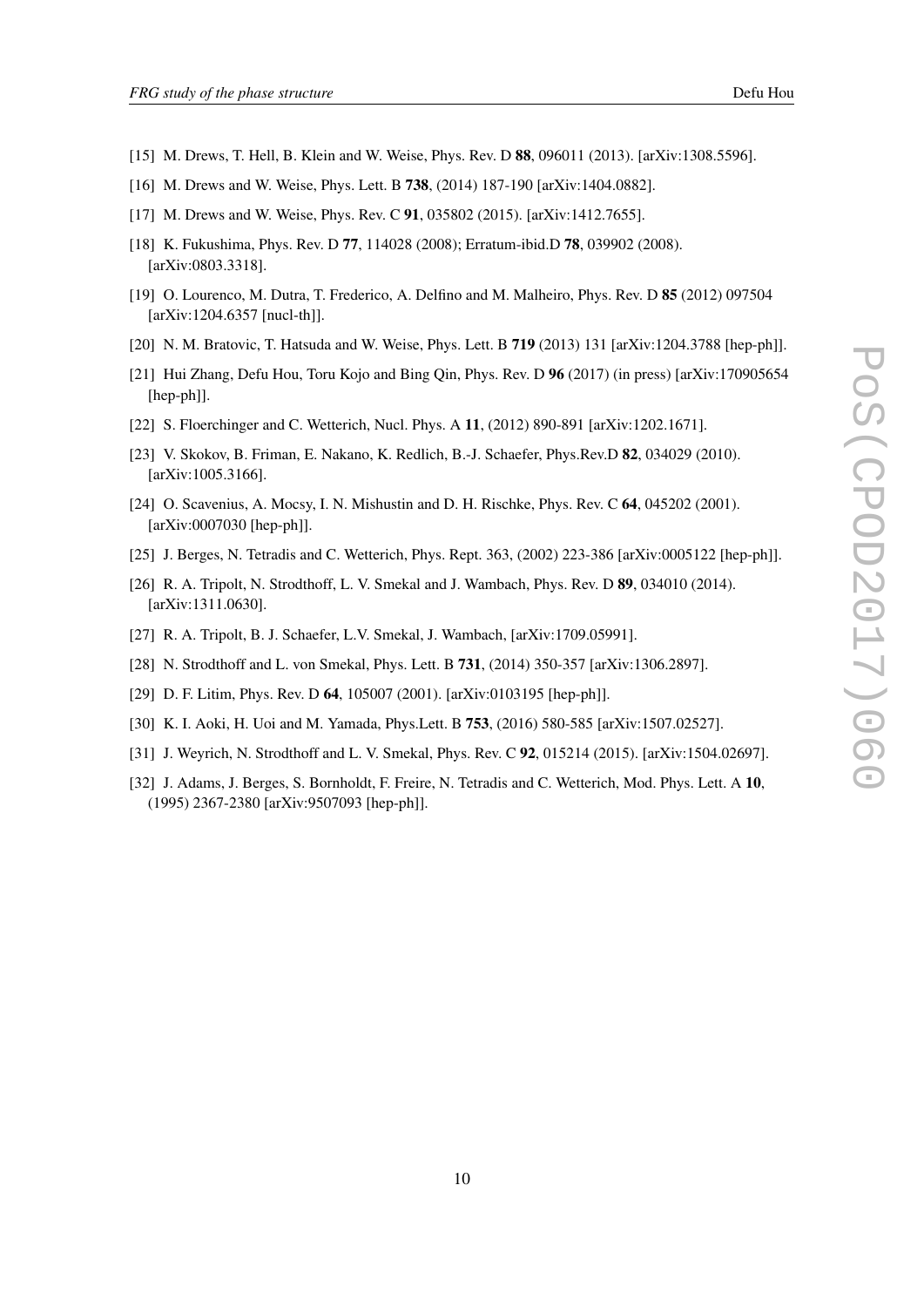[15] M. Drews, T. Hell, B. Klein and W. Weise, Phys. Rev. D **88**, 096011 (2013). [arXiv:1308.5596].

[16] M. Drews and W. Weise, Phys. Lett. B **738**, (2014) 187-190 [arXiv:1404.0882].

[17] M. Drews and W. Weise, Phys. Rev. C **91**, 035802 (2015). [arXiv:1412.7655].

[18] K. Fukushima, Phys. Rev. D **77**, 114028 (2008); Erratum-ibid.D **78**, 039902 (2008). [arXiv:0803.3318].

[19] O. Lourenco, M. Dutra, T. Frederico, A. Delfino and M. Malheiro, Phys. Rev. D **85** (2012) 097504 [arXiv:1204.6357 [nucl-th]].

[20] N. M. Bratovic, T. Hatsuda and W. Weise, Phys. Lett. B **719** (2013) 131 [arXiv:1204.3788 [hep-ph]].

[21] Hui Zhang, Defu Hou, Toru Kojo and Bing Qin, Phys. Rev. D **96** (2017) (in press) [arXiv:170905654 [hep-ph]].

[22] S. Floerchinger and C. Wetterich, Nucl. Phys. A **11**, (2012) 890-891 [arXiv:1202.1671].

[23] V. Skokov, B. Friman, E. Nakano, K. Redlich, B.-J. Schaefer, Phys.Rev.D **82**, 034029 (2010). [arXiv:1005.3166].

[24] O. Scavenius, A. Mocsy, I. N. Mishustin and D. H. Rischke, Phys. Rev. C **64**, 045202 (2001). [arXiv:0007030 [hep-ph]].

[25] J. Berges, N. Tetradis and C. Wetterich, Phys. Rept. 363, (2002) 223-386 [arXiv:0005122 [hep-ph]].

[26] R. A. Tripolt, N. Strodthoff, L. V. Smekal and J. Wambach, Phys. Rev. D **89**, 034010 (2014). [arXiv:1311.0630].

[27] R. A. Tripolt, B. J. Schaefer, L.V. Smekal, J. Wambach, [arXiv:1709.05991].

[28] N. Strodthoff and L. von Smekal, Phys. Lett. B **731**, (2014) 350-357 [arXiv:1306.2897].

[29] D. F. Litim, Phys. Rev. D **64**, 105007 (2001). [arXiv:0103195 [hep-ph]].

[30] K. I. Aoki, H. Uoi and M. Yamada, Phys.Lett. B **753**, (2016) 580-585 [arXiv:1507.02527].

[31] J. Weyrich, N. Strodthoff and L. V. Smekal, Phys. Rev. C **92**, 015214 (2015). [arXiv:1504.02697].

[32] J. Adams, J. Berges, S. Bornholdt, F. Freire, N. Tetradis and C. Wetterich, Mod. Phys. Lett. A **10**, (1995) 2367-2380 [arXiv:9507093 [hep-ph]].